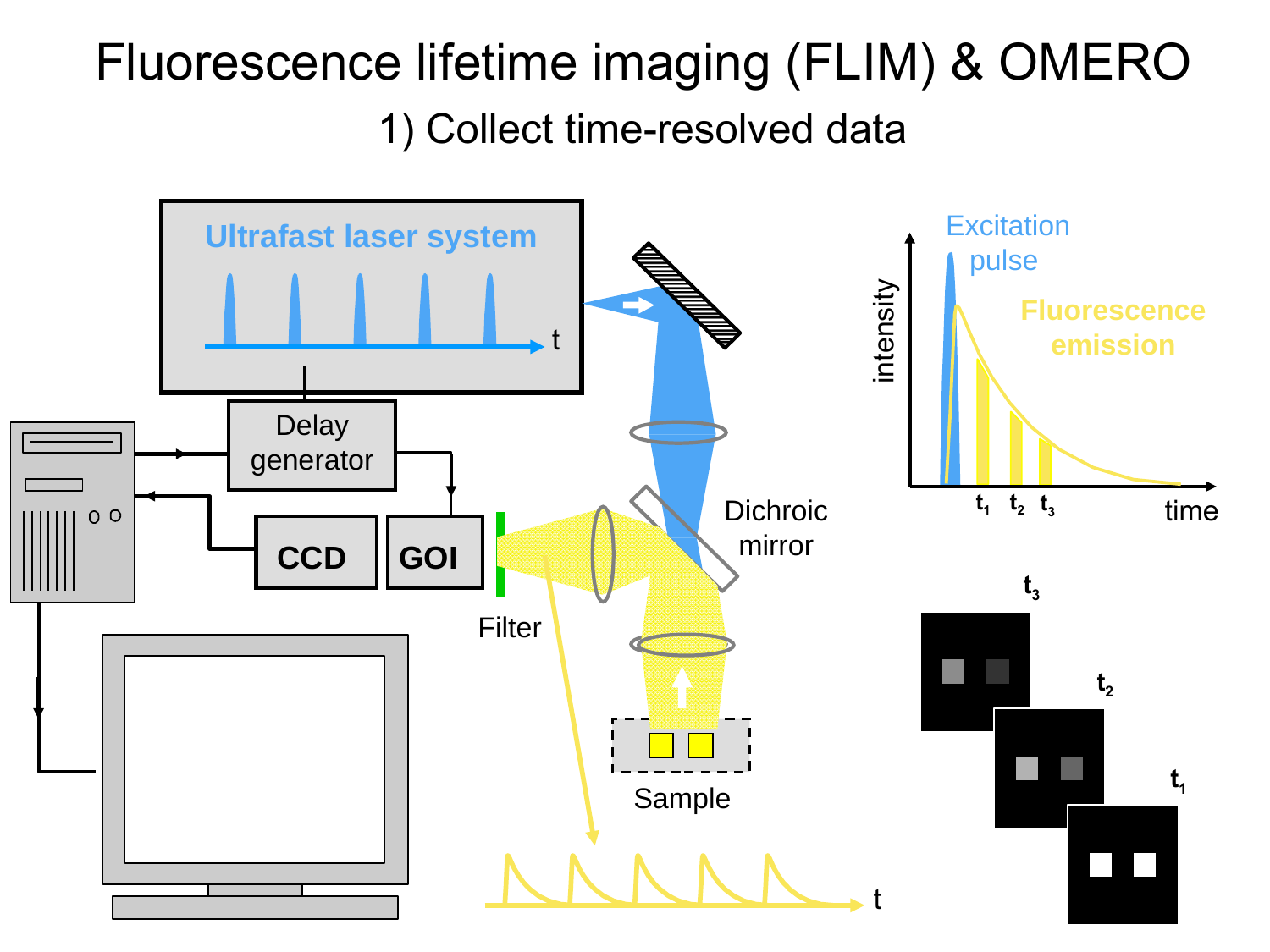# Fluorescence lifetime imaging (FLIM) & OMERO

## 1) Collect time-resolved data

Ultrafast laser system

t

Delay generator

CCD

GOI

Filter

Dichroic mirror

Sample

t

Excitation pulse

Fluorescence emission

intensity

$t_1$ $t_2$ $t_3$

time

$t_3$

$t_2$

$t_1$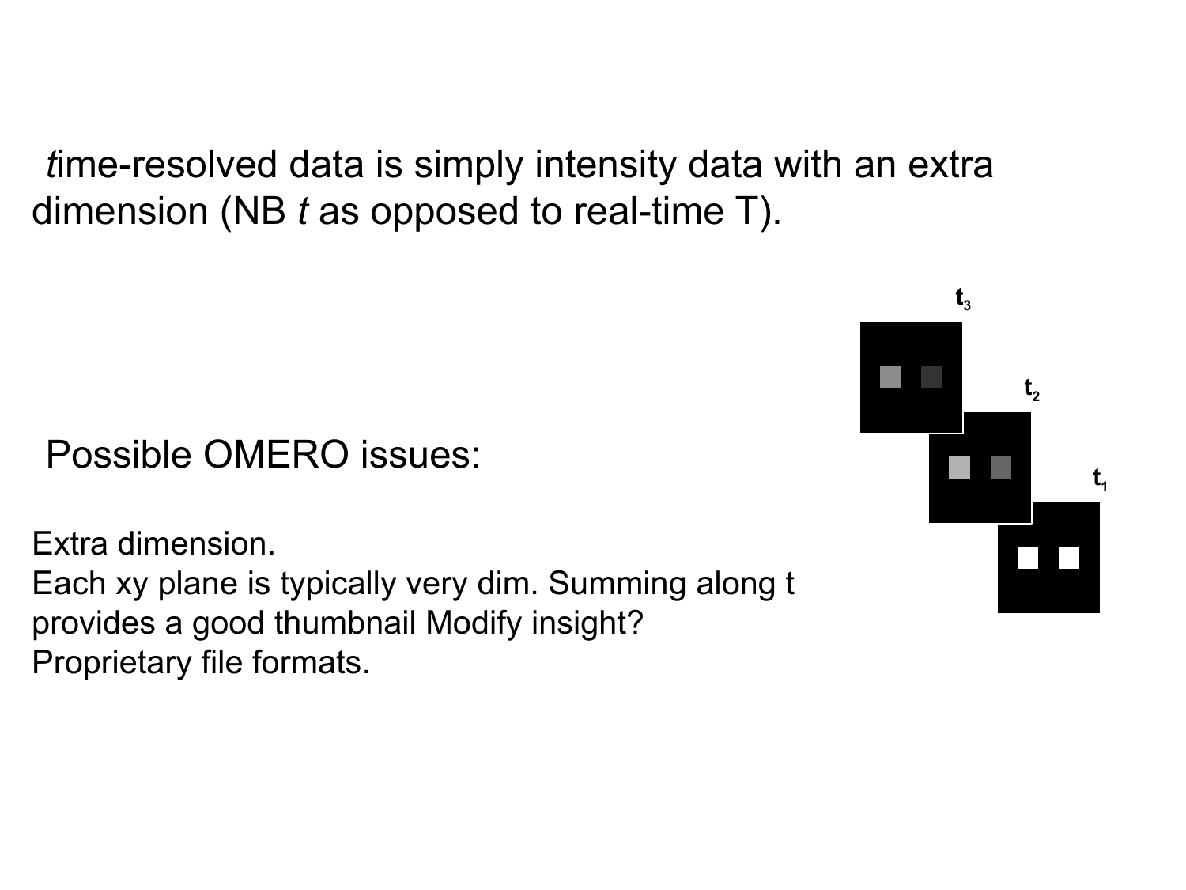*t*ime-resolved data is simply intensity data with an extra dimension (NB *t* as opposed to real-time T).

Possible OMERO issues:

Extra dimension.
Each xy plane is typically very dim. Summing along t provides a good thumbnail Modify insight?
Proprietary file formats.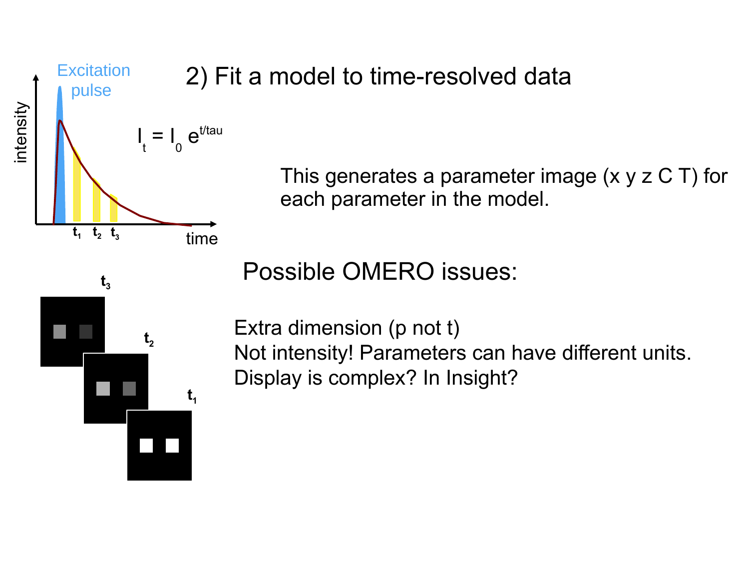## 2) Fit a model to time-resolved data

Excitation pulse

$I_t = I_0 e^{t/tau}$

intensity

time

$t_1$ $t_2$ $t_3$

This generates a parameter image (x y z C T) for each parameter in the model.

### Possible OMERO issues:

Extra dimension (p not t)
Not intensity! Parameters can have different units.
Display is complex? In Insight?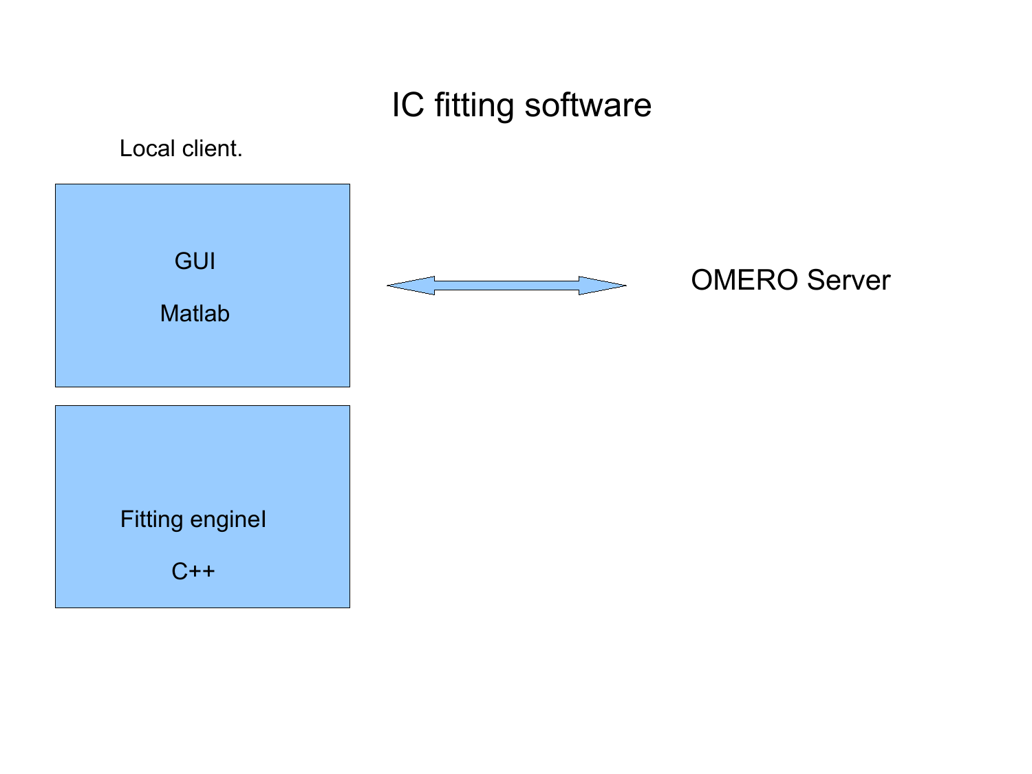# IC fitting software

Local client.

GUI

Matlab

Fitting enginel

C++

OMERO Server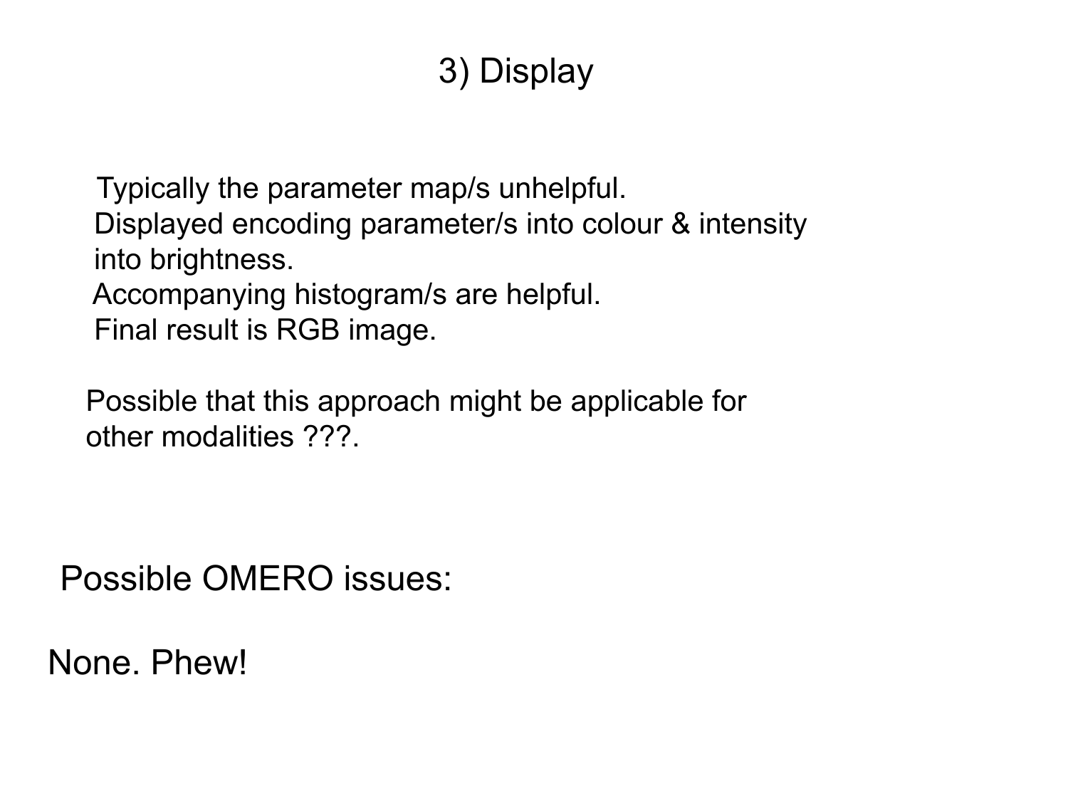# 3) Display

Typically the parameter map/s unhelpful.
Displayed encoding parameter/s into colour & intensity into brightness.
Accompanying histogram/s are helpful.
Final result is RGB image.

Possible that this approach might be applicable for other modalities ???.

## Possible OMERO issues:

None. Phew!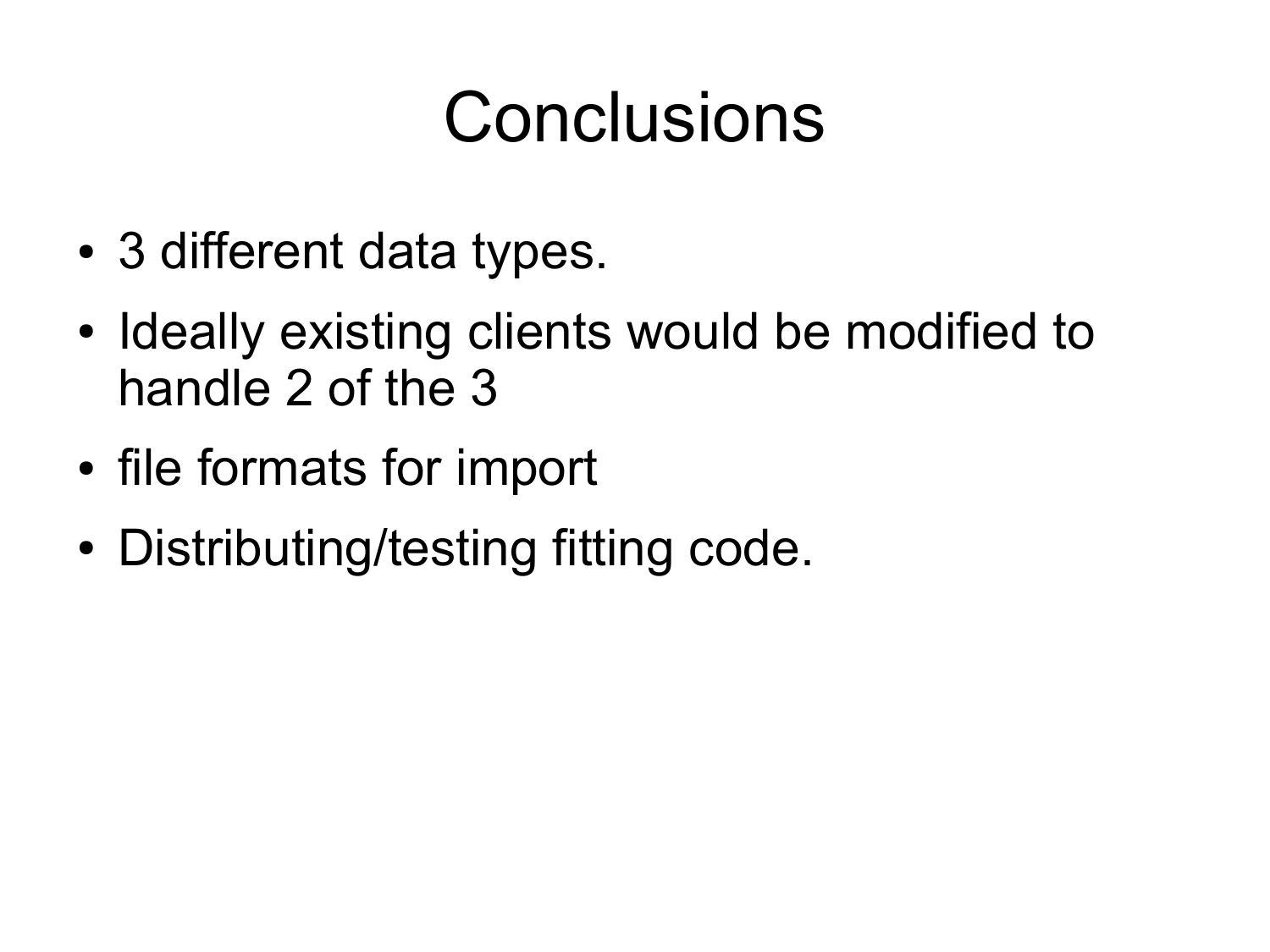# Conclusions

- 3 different data types.
- Ideally existing clients would be modified to handle 2 of the 3
- file formats for import
- Distributing/testing fitting code.